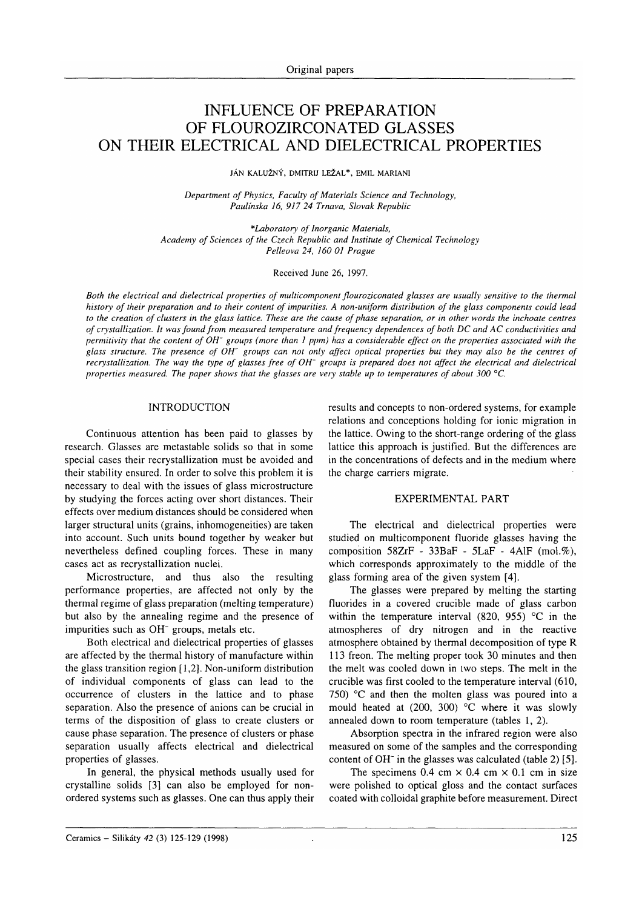Original papers

# INFLUENCE OF PREPARATION OF FLOUROZIRCONATED GLASSES ON THEIR ELECTRICAL AND DIELECTRICAL PROPERTIES

JÁN KALUŽNÝ, DMITRIJ LEŽAL*, EMIL MARIANI

*Department of Physics, Faculty of Materials Science and Technology, Paulínska 16, 917 24 Trnava, Slovak Republic*

*\*Laboratory of Inorganic Materials, Academy of Sciences of the Czech Republic and Institute of Chemical Technology Pelleova 24, 160 01 Prague*

Received June 26, 1997.

*Both the electrical and dielectrical properties of multicomponent flouroziconated glasses are usually sensitive to the thermal history of their preparation and to their content of impurities. A non-uniform distribution of the glass components could lead to the creation of clusters in the glass lattice. These are the cause of phase separation, or in other words the inchoate centres of crystallization. It was found from measured temperature and frequency dependences of both DC and AC conductivities and permitivity that the content of $OH^-$ groups (more than 1 ppm) has a considerable effect on the properties associated with the glass structure. The presence of $OH^-$ groups can not only affect optical properties but they may also be the centres of recrystallization. The way the type of glasses free of $OH^-$ groups is prepared does not affect the electrical and dielectrical properties measured. The paper shows that the glasses are very stable up to temperatures of about 300 °C.*

## INTRODUCTION

Continuous attention has been paid to glasses by research. Glasses are metastable solids so that in some special cases their recrystallization must be avoided and their stability ensured. In order to solve this problem it is necessary to deal with the issues of glass microstructure by studying the forces acting over short distances. Their effects over medium distances should be considered when larger structural units (grains, inhomogeneities) are taken into account. Such units bound together by weaker but nevertheless defined coupling forces. These in many cases act as recrystallization nuclei.

Microstructure, and thus also the resulting performance properties, are affected not only by the thermal regime of glass preparation (melting temperature) but also by the annealing regime and the presence of impurities such as $OH^-$ groups, metals etc.

Both electrical and dielectrical properties of glasses are affected by the thermal history of manufacture within the glass transition region [1,2]. Non-uniform distribution of individual components of glass can lead to the occurrence of clusters in the lattice and to phase separation. Also the presence of anions can be crucial in terms of the disposition of glass to create clusters or cause phase separation. The presence of clusters or phase separation usually affects electrical and dielectrical properties of glasses.

In general, the physical methods usually used for crystalline solids [3] can also be employed for non-ordered systems such as glasses. One can thus apply their results and concepts to non-ordered systems, for example relations and conceptions holding for ionic migration in the lattice. Owing to the short-range ordering of the glass lattice this approach is justified. But the differences are in the concentrations of defects and in the medium where the charge carriers migrate.

## EXPERIMENTAL PART

The electrical and dielectrical properties were studied on multicomponent fluoride glasses having the composition 58ZrF - 33BaF - 5LaF - 4AlF (mol.%), which corresponds approximately to the middle of the glass forming area of the given system [4].

The glasses were prepared by melting the starting fluorides in a covered crucible made of glass carbon within the temperature interval (820, 955) °C in the atmospheres of dry nitrogen and in the reactive atmosphere obtained by thermal decomposition of type R 113 freon. The melting proper took 30 minutes and then the melt was cooled down in two steps. The melt in the crucible was first cooled to the temperature interval (610, 750) °C and then the molten glass was poured into a mould heated at (200, 300) °C where it was slowly annealed down to room temperature (tables 1, 2).

Absorption spectra in the infrared region were also measured on some of the samples and the corresponding content of $OH^-$ in the glasses was calculated (table 2) [5].

The specimens 0.4 cm × 0.4 cm × 0.1 cm in size were polished to optical gloss and the contact surfaces coated with colloidal graphite before measurement. Direct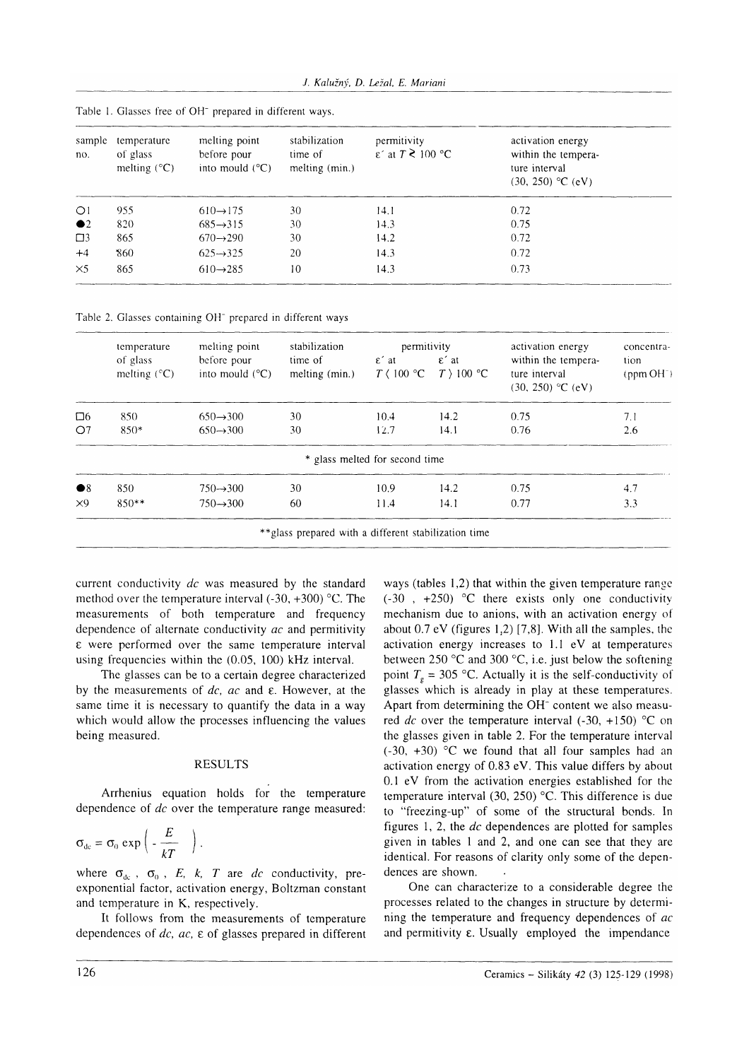Table 1. Glasses free of $OH^-$ prepared in different ways.

| sample no. | temperature of glass melting (°C) | melting point before pour into mould (°C) | stabilization time of melting (min.) | permitivity $\varepsilon'$ at $T \gtrless 100$ °C | activation energy within the temperature interval (30, 250) °C (eV) |
|---|---|---|---|---|---|
| ○1 | 955 | 610→175 | 30 | 14.1 | 0.72 |
| ●2 | 820 | 685→315 | 30 | 14.3 | 0.75 |
| □3 | 865 | 670→290 | 30 | 14.2 | 0.72 |
| +4 | 860 | 625→325 | 20 | 14.3 | 0.72 |
| ×5 | 865 | 610→285 | 10 | 14.3 | 0.73 |

Table 2. Glasses containing $OH^-$ prepared in different ways

| | temperature of glass melting (°C) | melting point before pour into mould (°C) | stabilization time of melting (min.) | permitivity $\varepsilon'$ at $T < 100$ °C | $\varepsilon'$ at $T > 100$ °C | activation energy within the temperature interval (30, 250) °C (eV) | concentration (ppm $OH^-$) |
|---|---|---|---|---|---|---|---|
| □6 | 850 | 650→300 | 30 | 10.4 | 14.2 | 0.75 | 7.1 |
| ○7 | 850* | 650→300 | 30 | 12.7 | 14.1 | 0.76 | 2.6 |
| ●8 | 850 | 750→300 | 30 | 10.9 | 14.2 | 0.75 | 4.7 |
| ×9 | 850** | 750→300 | 60 | 11.4 | 14.1 | 0.77 | 3.3 |

\* glass melted for second time

\*\*glass prepared with a different stabilization time

current conductivity *dc* was measured by the standard method over the temperature interval (-30, +300) °C. The measurements of both temperature and frequency dependence of alternate conductivity *ac* and permitivity $\varepsilon$ were performed over the same temperature interval using frequencies within the (0.05, 100) kHz interval.

The glasses can be to a certain degree characterized by the measurements of *dc*, *ac* and $\varepsilon$. However, at the same time it is necessary to quantify the data in a way which would allow the processes influencing the values being measured.

## RESULTS

Arrhenius equation holds for the temperature dependence of *dc* over the temperature range measured:

$$\sigma_{dc} = \sigma_0 \exp\left( -\frac{E}{kT} \right).$$

where $\sigma_{dc}$, $\sigma_0$, $E$, $k$, $T$ are *dc* conductivity, pre-exponential factor, activation energy, Boltzman constant and temperature in K, respectively.

It follows from the measurements of temperature dependences of *dc*, *ac*, $\varepsilon$ of glasses prepared in different ways (tables 1,2) that within the given temperature range (-30 , +250) °C there exists only one conductivity mechanism due to anions, with an activation energy of about 0.7 eV (figures 1,2) [7,8]. With all the samples, the activation energy increases to 1.1 eV at temperatures between 250 °C and 300 °C, i.e. just below the softening point $T_g$ = 305 °C. Actually it is the self-conductivity of glasses which is already in play at these temperatures. Apart from determining the $OH^-$ content we also measured *dc* over the temperature interval (-30, +150) °C on the glasses given in table 2. For the temperature interval (-30, +30) °C we found that all four samples had an activation energy of 0.83 eV. This value differs by about 0.1 eV from the activation energies established for the temperature interval (30, 250) °C. This difference is due to "freezing-up" of some of the structural bonds. In figures 1, 2, the *dc* dependences are plotted for samples given in tables 1 and 2, and one can see that they are identical. For reasons of clarity only some of the dependences are shown.

One can characterize to a considerable degree the processes related to the changes in structure by determining the temperature and frequency dependences of *ac* and permitivity $\varepsilon$. Usually employed the impendance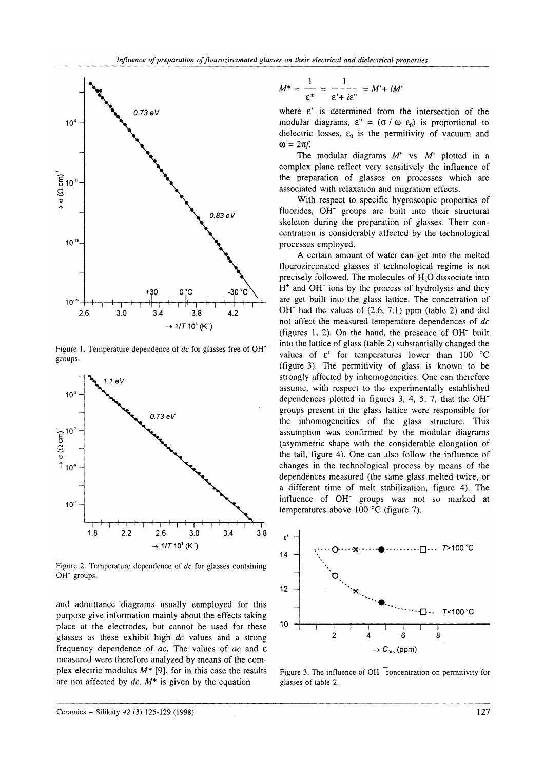Figure 1. Temperature dependence of *dc* for glasses free of $OH^-$ groups.

Figure 2. Temperature dependence of *dc* for glasses containing $OH^-$ groups.

and admittance diagrams usually eemployed for this purpose give information mainly about the effects taking place at the electrodes, but cannot be used for these glasses as these exhibit high *dc* values and a strong frequency dependence of *ac*. The values of *ac* and ε measured were therefore analyzed by means of the complex electric modulus $M^*$ [9], for in this case the results are not affected by *dc*. $M^*$ is given by the equation

$$M^* = \frac{1}{\varepsilon^*} = \frac{1}{\varepsilon' + i\varepsilon''} = M' + iM''$$

where ε' is determined from the intersection of the modular diagrams, $\varepsilon'' = (\sigma / \omega\ \varepsilon_0)$ is proportional to dielectric losses, $\varepsilon_0$ is the permitivity of vacuum and $\omega = 2\pi f$.

The modular diagrams $M''$ vs. $M'$ plotted in a complex plane reflect very sensitively the influence of the preparation of glasses on processes which are associated with relaxation and migration effects.

With respect to specific hygroscopic properties of fluorides, $OH^-$ groups are built into their structural skeleton during the preparation of glasses. Their concentration is considerably affected by the technological processes employed.

A certain amount of water can get into the melted flourozirconated glasses if technological regime is not precisely followed. The molecules of $H_2O$ dissociate into $H^+$ and $OH^-$ ions by the process of hydrolysis and they are get built into the glass lattice. The concetration of $OH^-$ had the values of (2.6, 7.1) ppm (table 2) and did not affect the measured temperature dependences of *dc* (figures 1, 2). On the hand, the presence of $OH^-$ built into the lattice of glass (table 2) substantially changed the values of ε' for temperatures lower than 100 °C (figure 3). The permitivity of glass is known to be strongly affected by inhomogeneities. One can therefore assume, with respect to the experimentally established dependences plotted in figures 3, 4, 5, 7, that the $OH^-$ groups present in the glass lattice were responsible for the inhomogeneities of the glass structure. This assumption was confirmed by the modular diagrams (asymmetric shape with the considerable elongation of the tail, figure 4). One can also follow the influence of changes in the technological process by means of the dependences measured (the same glass melted twice, or a different time of melt stabilization, figure 4). The influence of $OH^-$ groups was not so marked at temperatures above 100 °C (figure 7).

Figure 3. The influence of $OH^-$ concentration on permitivity for glasses of table 2.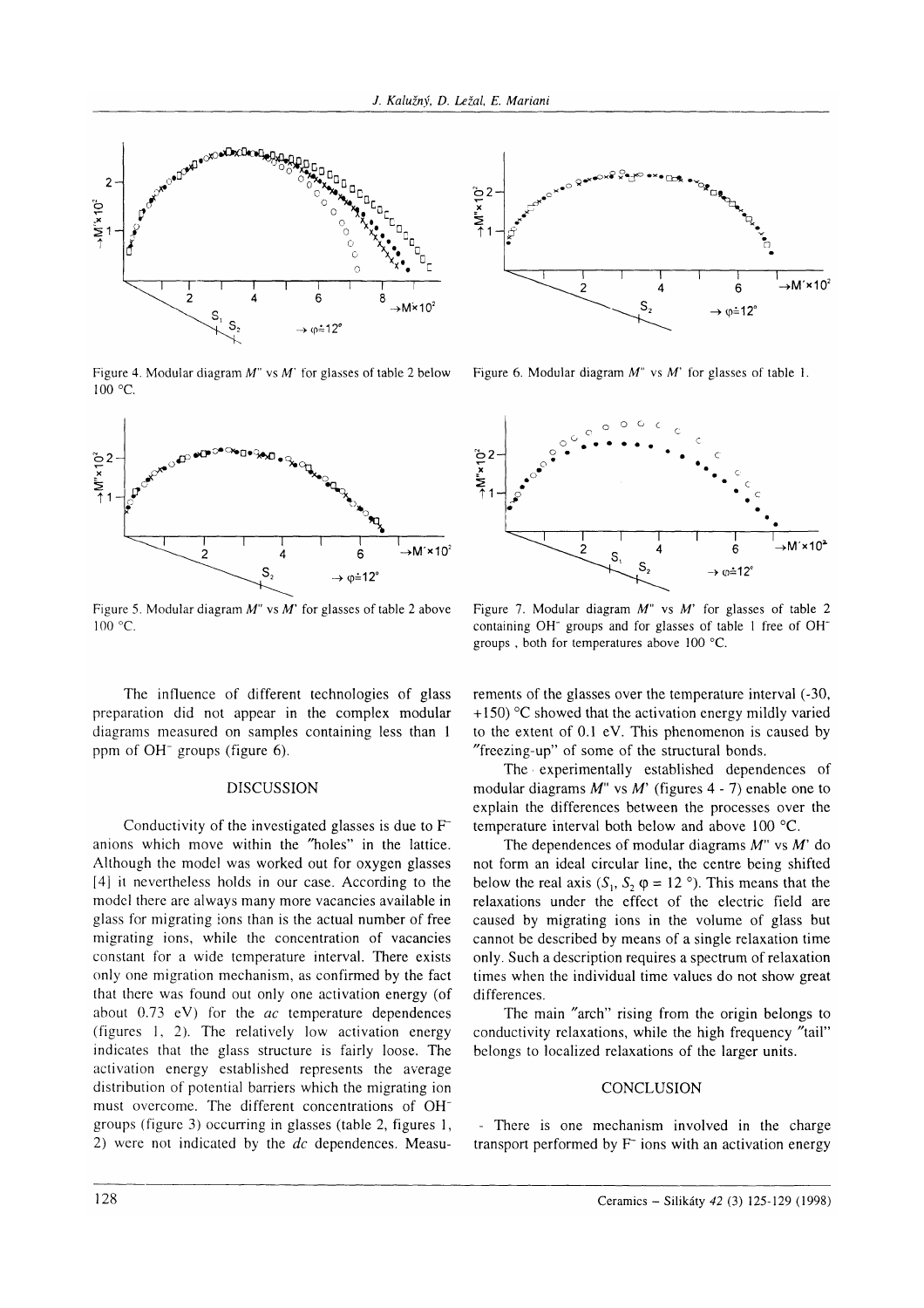Figure 4. Modular diagram $M''$ vs $M'$ for glasses of table 2 below 100 °C.

Figure 6. Modular diagram $M''$ vs $M'$ for glasses of table 1.

Figure 5. Modular diagram $M''$ vs $M'$ for glasses of table 2 above 100 °C.

Figure 7. Modular diagram $M''$ vs $M'$ for glasses of table 2 containing $OH^-$ groups and for glasses of table 1 free of $OH^-$ groups , both for temperatures above 100 °C.

The influence of different technologies of glass preparation did not appear in the complex modular diagrams measured on samples containing less than 1 ppm of $OH^-$ groups (figure 6).

## DISCUSSION

Conductivity of the investigated glasses is due to $F^-$ anions which move within the "holes" in the lattice. Although the model was worked out for oxygen glasses [4] it nevertheless holds in our case. According to the model there are always many more vacancies available in glass for migrating ions than is the actual number of free migrating ions, while the concentration of vacancies constant for a wide temperature interval. There exists only one migration mechanism, as confirmed by the fact that there was found out only one activation energy (of about 0.73 eV) for the *ac* temperature dependences (figures 1, 2). The relatively low activation energy indicates that the glass structure is fairly loose. The activation energy established represents the average distribution of potential barriers which the migrating ion must overcome. The different concentrations of $OH^-$ groups (figure 3) occurring in glasses (table 2, figures 1, 2) were not indicated by the *dc* dependences. Measurements of the glasses over the temperature interval (-30, +150) °C showed that the activation energy mildly varied to the extent of 0.1 eV. This phenomenon is caused by "freezing-up" of some of the structural bonds.

The experimentally established dependences of modular diagrams $M''$ vs $M'$ (figures 4 - 7) enable one to explain the differences between the processes over the temperature interval both below and above 100 °C.

The dependences of modular diagrams $M''$ vs $M'$ do not form an ideal circular line, the centre being shifted below the real axis ($S_1$, $S_2$ $\varphi$ = 12 °). This means that the relaxations under the effect of the electric field are caused by migrating ions in the volume of glass but cannot be described by means of a single relaxation time only. Such a description requires a spectrum of relaxation times when the individual time values do not show great differences.

The main "arch" rising from the origin belongs to conductivity relaxations, while the high frequency "tail" belongs to localized relaxations of the larger units.

## CONCLUSION

- There is one mechanism involved in the charge transport performed by $F^-$ ions with an activation energy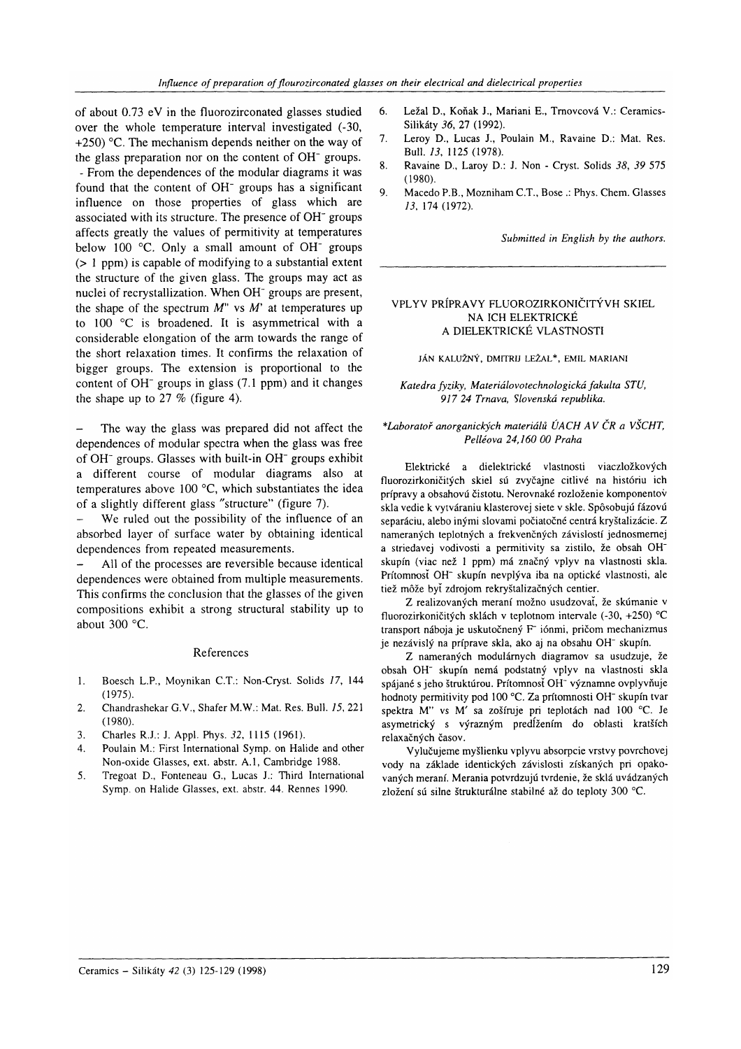of about 0.73 eV in the fluorozirconated glasses studied over the whole temperature interval investigated (-30, +250) °C. The mechanism depends neither on the way of the glass preparation nor on the content of $OH^-$ groups.

- From the dependences of the modular diagrams it was found that the content of $OH^-$ groups has a significant influence on those properties of glass which are associated with its structure. The presence of $OH^-$ groups affects greatly the values of permitivity at temperatures below 100 °C. Only a small amount of $OH^-$ groups (> 1 ppm) is capable of modifying to a substantial extent the structure of the given glass. The groups may act as nuclei of recrystallization. When $OH^-$ groups are present, the shape of the spectrum $M''$ vs $M'$ at temperatures up to 100 °C is broadened. It is asymmetrical with a considerable elongation of the arm towards the range of the short relaxation times. It confirms the relaxation of bigger groups. The extension is proportional to the content of $OH^-$ groups in glass (7.1 ppm) and it changes the shape up to 27 % (figure 4).

- The way the glass was prepared did not affect the dependences of modular spectra when the glass was free of $OH^-$ groups. Glasses with built-in $OH^-$ groups exhibit a different course of modular diagrams also at temperatures above 100 °C, which substantiates the idea of a slightly different glass "structure" (figure 7).
- We ruled out the possibility of the influence of an absorbed layer of surface water by obtaining identical dependences from repeated measurements.
- All of the processes are reversible because identical dependences were obtained from multiple measurements. This confirms the conclusion that the glasses of the given compositions exhibit a strong structural stability up to about 300 °C.

## References

1. Boesch L.P., Moynikan C.T.: Non-Cryst. Solids *17*, 144 (1975).
2. Chandrashekar G.V., Shafer M.W.: Mat. Res. Bull. *15*, 221 (1980).
3. Charles R.J.: J. Appl. Phys. *32*, 1115 (1961).
4. Poulain M.: First International Symp. on Halide and other Non-oxide Glasses, ext. abstr. A.1, Cambridge 1988.
5. Tregoat D., Fonteneau G., Lucas J.: Third International Symp. on Halide Glasses, ext. abstr. 44. Rennes 1990.
6. Ležal D., Koňak J., Mariani E., Trnovcová V.: Ceramics-Silikáty *36*, 27 (1992).
7. Leroy D., Lucas J., Poulain M., Ravaine D.: Mat. Res. Bull. *13*, 1125 (1978).
8. Ravaine D., Laroy D.: J. Non - Cryst. Solids *38, 39* 575 (1980).
9. Macedo P.B., Mozniham C.T., Bose .: Phys. Chem. Glasses *13*, 174 (1972).

*Submitted in English by the authors.*

## VPLYV PRÍPRAVY FLUOROZIRKONIČITÝVH SKIEL NA ICH ELEKTRICKÉ A DIELEKTRICKÉ VLASTNOSTI

JÁN KALUŽNÝ, DMITRIJ LEŽAL*, EMIL MARIANI

*Katedra fyziky, Materiálovotechnologická fakulta STU, 917 24 Trnava, Slovenská republika.*

*\*Laboratoř anorganických materiálů ÚACH AV ČR a VŠCHT, Pelléova 24,160 00 Praha*

Elektrické a dielektrické vlastnosti viaczložkových fluorozirkoničitých skiel sú zvyčajne citlivé na históriu ich prípravy a obsahovú čistotu. Nerovnaké rozloženie komponentov skla vedie k vytváraniu klasterovej siete v skle. Spôsobujú fázovú separáciu, alebo inými slovami počiatočné centrá kryštalizácie. Z nameraných teplotných a frekvenčných závislostí jednosmernej a striedavej vodivosti a permitivity sa zistilo, že obsah $OH^-$ skupín (viac než 1 ppm) má značný vplyv na vlastnosti skla. Prítomnosť $OH^-$ skupín nevplýva iba na optické vlastnosti, ale tiež môže byť zdrojom rekryštalizačných centier.

Z realizovaných meraní možno usudzovať, že skúmanie v fluorozirkoničitých sklách v teplotnom intervale (-30, +250) °C transport náboja je uskutočnený $F^-$ iónmi, pričom mechanizmus je nezávislý na príprave skla, ako aj na obsahu $OH^-$ skupín.

Z nameraných modulárnych diagramov sa usudzuje, že obsah $OH^-$ skupín nemá podstatný vplyv na vlastnosti skla spájané s jeho štruktúrou. Prítomnosť $OH^-$ významne ovplyvňuje hodnoty permitivity pod 100 °C. Za prítomnosti $OH^-$ skupín tvar spektra M" vs M' sa zošíruje pri teplotách nad 100 °C. Je asymetrický s výrazným predĺžením do oblasti kratších relaxačných časov.

Vylučujeme myšlienku vplyvu absorpcie vrstvy povrchovej vody na základe identických závislostí získaných pri opakovaných meraní. Merania potvrdzujú tvrdenie, že sklá uvádzaných zložení sú silne štrukturálne stabilné až do teploty 300 °C.